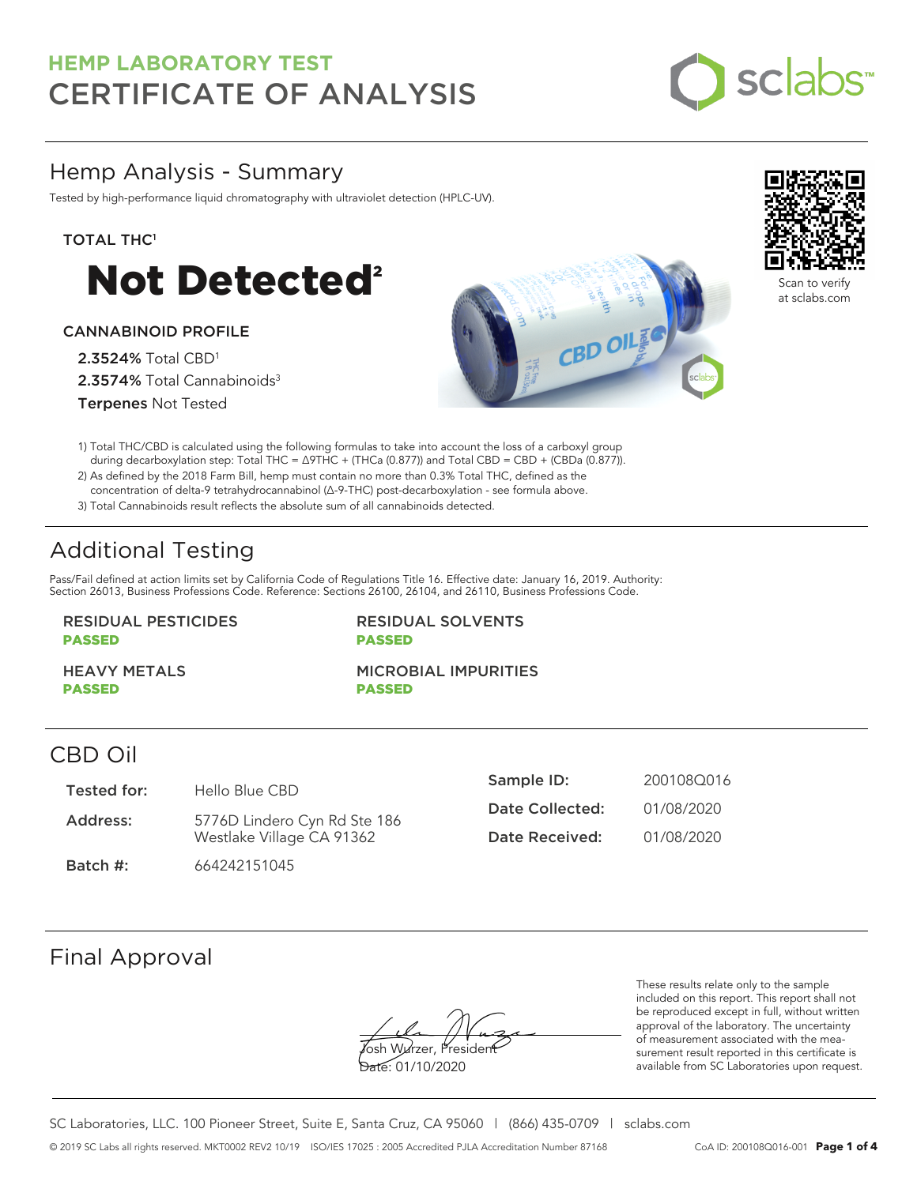# HEMP LABORATORY TEST
# CERTIFICATE OF ANALYSIS

sclabs

## Hemp Analysis - Summary

Tested by high-performance liquid chromatography with ultraviolet detection (HPLC-UV).

**TOTAL THC[1]**

# Not Detected[2]

**CANNABINOID PROFILE**

**2.3524%** Total CBD[1]
**2.3574%** Total Cannabinoids[3]
**Terpenes** Not Tested

Scan to verify at sclabs.com

1) Total THC/CBD is calculated using the following formulas to take into account the loss of a carboxyl group during decarboxylation step: Total THC = Δ9THC + (THCa (0.877)) and Total CBD = CBD + (CBDa (0.877)).
2) As defined by the 2018 Farm Bill, hemp must contain no more than 0.3% Total THC, defined as the concentration of delta-9 tetrahydrocannabinol (Δ-9-THC) post-decarboxylation - see formula above.
3) Total Cannabinoids result reflects the absolute sum of all cannabinoids detected.

## Additional Testing

Pass/Fail defined at action limits set by California Code of Regulations Title 16. Effective date: January 16, 2019. Authority: Section 26013, Business Professions Code. Reference: Sections 26100, 26104, and 26110, Business Professions Code.

| | |
|---|---|
| RESIDUAL PESTICIDES **PASSED** | RESIDUAL SOLVENTS **PASSED** |
| HEAVY METALS **PASSED** | MICROBIAL IMPURITIES **PASSED** |

## CBD Oil

| | | | |
|---|---|---|---|
| **Tested for:** | Hello Blue CBD | **Sample ID:** | 200108Q016 |
| **Address:** | 5776D Lindero Cyn Rd Ste 186 Westlake Village CA 91362 | **Date Collected:** | 01/08/2020 |
| **Batch #:** | 664242151045 | **Date Received:** | 01/08/2020 |

## Final Approval

Josh Wurzer, President
Date: 01/10/2020

These results relate only to the sample included on this report. This report shall not be reproduced except in full, without written approval of the laboratory. The uncertainty of measurement associated with the measurement result reported in this certificate is available from SC Laboratories upon request.

SC Laboratories, LLC. 100 Pioneer Street, Suite E, Santa Cruz, CA 95060 | (866) 435-0709 | sclabs.com

© 2019 SC Labs all rights reserved. MKT0002 REV2 10/19 ISO/IES 17025 : 2005 Accredited PJLA Accreditation Number 87168 CoA ID: 200108Q016-001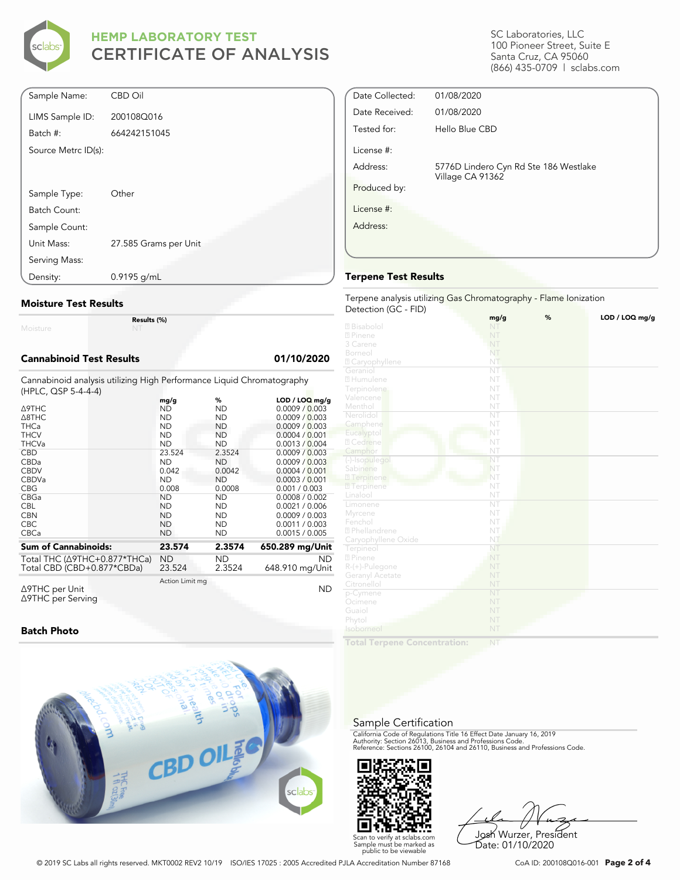# HEMP LABORATORY TEST
# CERTIFICATE OF ANALYSIS

SC Laboratories, LLC
100 Pioneer Street, Suite E
Santa Cruz, CA 95060
(866) 435-0709 | sclabs.com

| | |
|---|---|
| Sample Name: | CBD Oil |
| LIMS Sample ID: | 200108Q016 |
| Batch #: | 664242151045 |
| Source Metrc ID(s): | |
| Sample Type: | Other |
| Batch Count: | |
| Sample Count: | |
| Unit Mass: | 27.585 Grams per Unit |
| Serving Mass: | |
| Density: | 0.9195 g/mL |

| | |
|---|---|
| Date Collected: | 01/08/2020 |
| Date Received: | 01/08/2020 |
| Tested for: | Hello Blue CBD |
| License #: | |
| Address: | 5776D Lindero Cyn Rd Ste 186 Westlake Village CA 91362 |
| Produced by: | |
| License #: | |
| Address: | |

## Moisture Test Results

| | Results (%) |
|---|---|
| Moisture | NT |

## Cannabinoid Test Results — 01/10/2020

Cannabinoid analysis utilizing High Performance Liquid Chromatography (HPLC, QSP 5-4-4-4)

| | mg/g | % | LOD / LOQ mg/g |
|---|---|---|---|
| Δ9THC | ND | ND | 0.0009 / 0.003 |
| Δ8THC | ND | ND | 0.0009 / 0.003 |
| THCa | ND | ND | 0.0009 / 0.003 |
| THCV | ND | ND | 0.0004 / 0.001 |
| THCVa | ND | ND | 0.0013 / 0.004 |
| CBD | 23.524 | 2.3524 | 0.0009 / 0.003 |
| CBDa | ND | ND | 0.0009 / 0.003 |
| CBDV | 0.042 | 0.0042 | 0.0004 / 0.001 |
| CBDVa | ND | ND | 0.0003 / 0.001 |
| CBG | 0.008 | 0.0008 | 0.001 / 0.003 |
| CBGa | ND | ND | 0.0008 / 0.002 |
| CBL | ND | ND | 0.0021 / 0.006 |
| CBN | ND | ND | 0.0009 / 0.003 |
| CBC | ND | ND | 0.0011 / 0.003 |
| CBCa | ND | ND | 0.0015 / 0.005 |
| **Sum of Cannabinoids:** | **23.574** | **2.3574** | **650.289 mg/Unit** |
| Total THC (Δ9THC+0.877*THCa) | ND | ND | ND |
| Total CBD (CBD+0.877*CBDa) | 23.524 | 2.3524 | 648.910 mg/Unit |

| | Action Limit mg | |
|---|---|---|
| Δ9THC per Unit | | ND |
| Δ9THC per Serving | | |

## Terpene Test Results

Terpene analysis utilizing Gas Chromatography - Flame Ionization Detection (GC - FID)

| | mg/g | % | LOD / LOQ mg/g |
|---|---|---|---|
| Bisabolol | NT | | |
| Pinene | NT | | |
| 3 Carene | NT | | |
| Borneol | NT | | |
| Caryophyllene | NT | | |
| Geraniol | NT | | |
| Humulene | NT | | |
| Terpinolene | NT | | |
| Valencene | NT | | |
| Menthol | NT | | |
| Nerolidol | NT | | |
| Camphene | NT | | |
| Eucalyptol | NT | | |
| Cedrene | NT | | |
| Camphor | NT | | |
| (-)-Isopulegol | NT | | |
| Sabinene | NT | | |
| Terpinene | NT | | |
| Terpinene | NT | | |
| Linalool | NT | | |
| Limonene | NT | | |
| Myrcene | NT | | |
| Fenchol | NT | | |
| Phellandrene | NT | | |
| Caryophyllene Oxide | NT | | |
| Terpineol | NT | | |
| Pinene | NT | | |
| R-(+)-Pulegone | NT | | |
| Geranyl Acetate | NT | | |
| Citronellol | NT | | |
| p-Cymene | NT | | |
| Ocimene | NT | | |
| Guaiol | NT | | |
| Phytol | NT | | |
| Isoborneol | NT | | |
| **Total Terpene Concentration:** | NT | | |

## Batch Photo

## Sample Certification

California Code of Regulations Title 16 Effect Date January 16, 2019
Authority: Section 26013, Business and Professions Code.
Reference: Sections 26100, 26104 and 26110, Business and Professions Code.

Scan to verify at sclabs.com
Sample must be marked as public to be viewable

Josh Wurzer, President
Date: 01/10/2020

© 2019 SC Labs all rights reserved. MKT0002 REV2 10/19 ISO/IES 17025 : 2005 Accredited PJLA Accreditation Number 87168

CoA ID: 200108Q016-001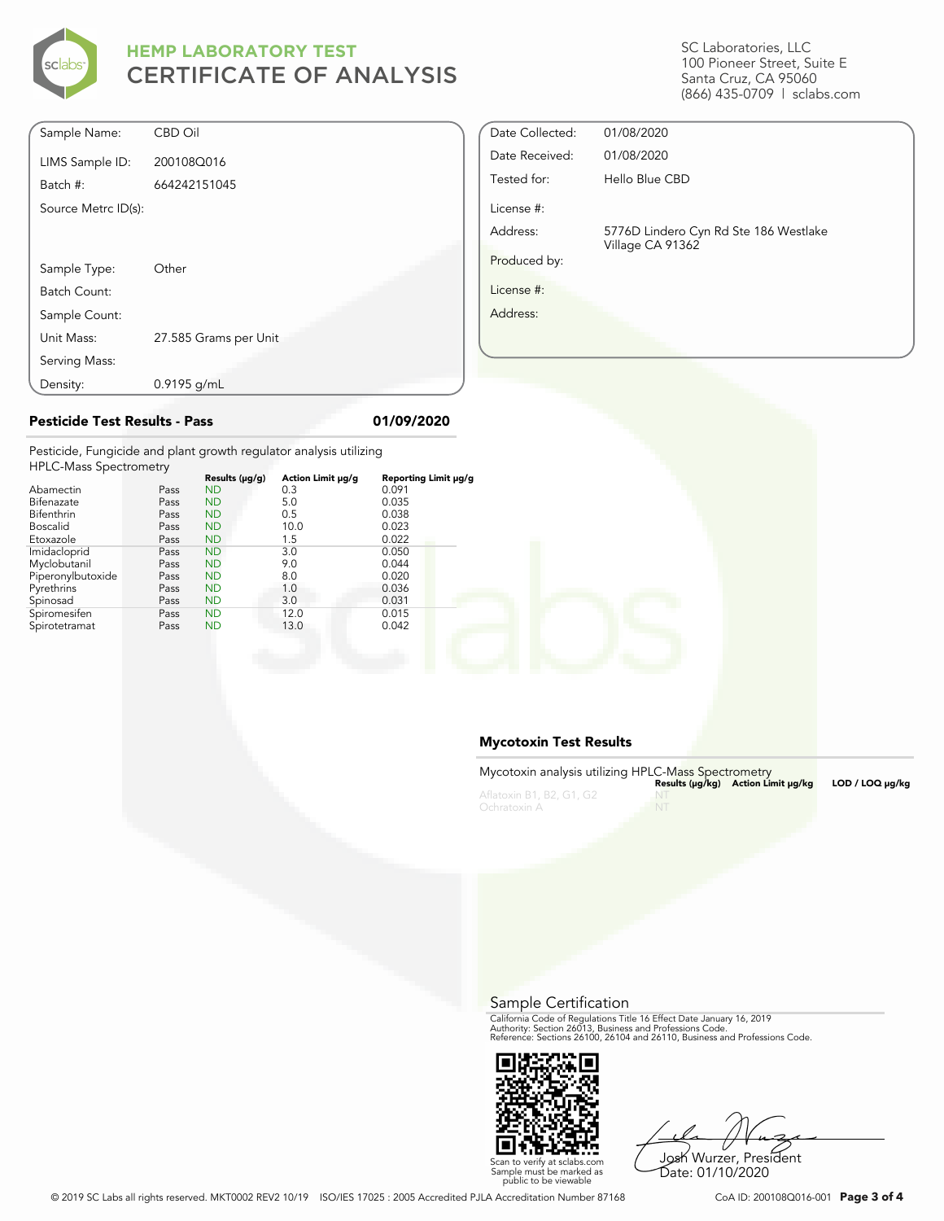# HEMP LABORATORY TEST
## CERTIFICATE OF ANALYSIS

SC Laboratories, LLC
100 Pioneer Street, Suite E
Santa Cruz, CA 95060
(866) 435-0709 | sclabs.com

| | |
|---|---|
| Sample Name: | CBD Oil |
| LIMS Sample ID: | 200108Q016 |
| Batch #: | 664242151045 |
| Source Metrc ID(s): | |
| Sample Type: | Other |
| Batch Count: | |
| Sample Count: | |
| Unit Mass: | 27.585 Grams per Unit |
| Serving Mass: | |
| Density: | 0.9195 g/mL |

| | |
|---|---|
| Date Collected: | 01/08/2020 |
| Date Received: | 01/08/2020 |
| Tested for: | Hello Blue CBD |
| License #: | |
| Address: | 5776D Lindero Cyn Rd Ste 186 Westlake Village CA 91362 |
| Produced by: | |
| License #: | |
| Address: | |

### Pesticide Test Results - Pass — 01/09/2020

Pesticide, Fungicide and plant growth regulator analysis utilizing HPLC-Mass Spectrometry

| | | Results (μg/g) | Action Limit μg/g | Reporting Limit μg/g |
|---|---|---|---|---|
| Abamectin | Pass | ND | 0.3 | 0.091 |
| Bifenazate | Pass | ND | 5.0 | 0.035 |
| Bifenthrin | Pass | ND | 0.5 | 0.038 |
| Boscalid | Pass | ND | 10.0 | 0.023 |
| Etoxazole | Pass | ND | 1.5 | 0.022 |
| Imidacloprid | Pass | ND | 3.0 | 0.050 |
| Myclobutanil | Pass | ND | 9.0 | 0.044 |
| Piperonylbutoxide | Pass | ND | 8.0 | 0.020 |
| Pyrethrins | Pass | ND | 1.0 | 0.036 |
| Spinosad | Pass | ND | 3.0 | 0.031 |
| Spiromesifen | Pass | ND | 12.0 | 0.015 |
| Spirotetramat | Pass | ND | 13.0 | 0.042 |

### Mycotoxin Test Results

Mycotoxin analysis utilizing HPLC-Mass Spectrometry

| | Results (μg/kg) | Action Limit μg/kg | LOD / LOQ μg/kg |
|---|---|---|---|
| Aflatoxin B1, B2, G1, G2 | NT | | |
| Ochratoxin A | NT | | |

### Sample Certification

California Code of Regulations Title 16 Effect Date January 16, 2019
Authority: Section 26013, Business and Professions Code.
Reference: Sections 26100, 26104 and 26110, Business and Professions Code.

Scan to verify at sclabs.com
Sample must be marked as public to be viewable

Josh Wurzer, President
Date: 01/10/2020

© 2019 SC Labs all rights reserved. MKT0002 REV2 10/19 ISO/IES 17025 : 2005 Accredited PJLA Accreditation Number 87168

CoA ID: 200108Q016-001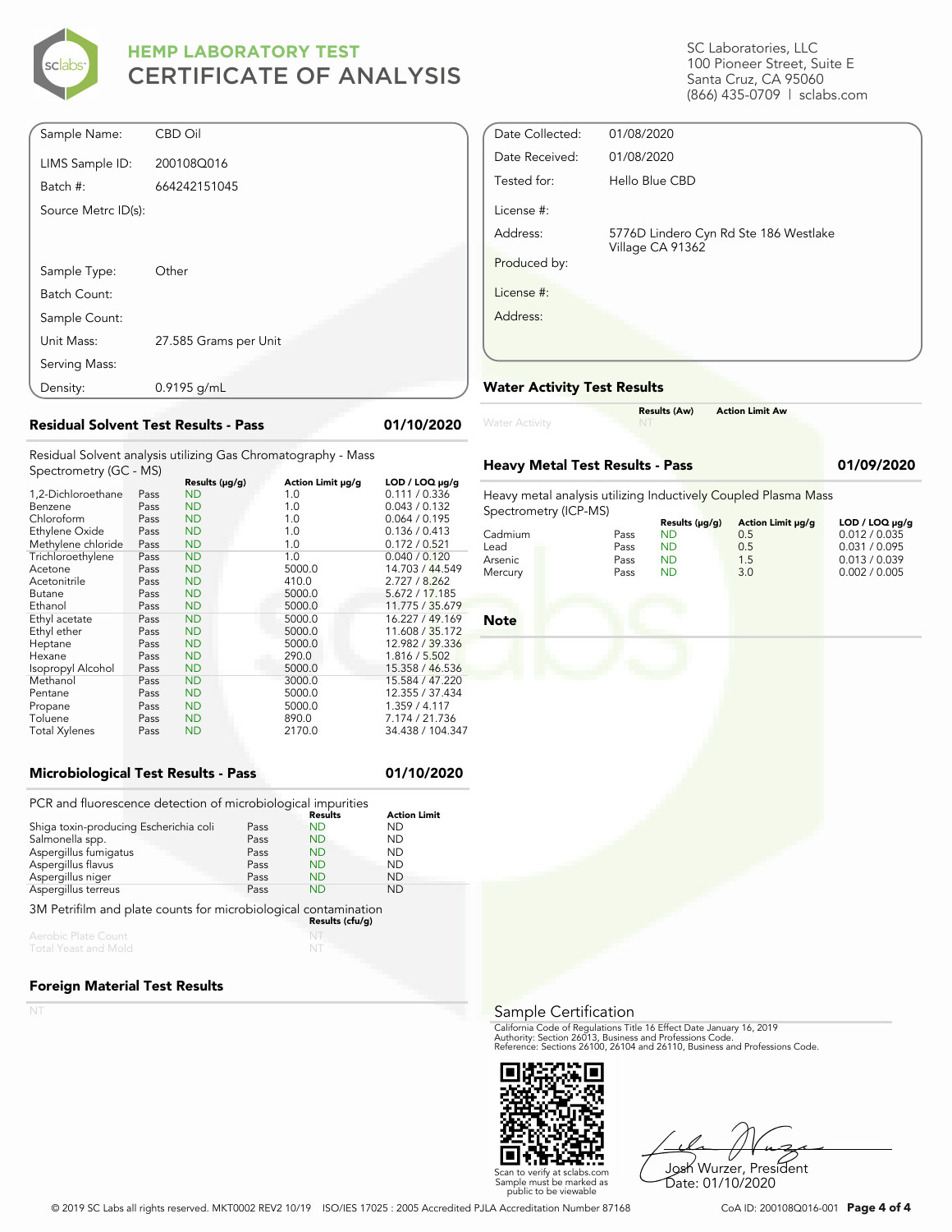# HEMP LABORATORY TEST
# CERTIFICATE OF ANALYSIS

SC Laboratories, LLC
100 Pioneer Street, Suite E
Santa Cruz, CA 95060
(866) 435-0709 | sclabs.com

| | |
|---|---|
| Sample Name: | CBD Oil |
| LIMS Sample ID: | 200108Q016 |
| Batch #: | 664242151045 |
| Source Metrc ID(s): | |
| Sample Type: | Other |
| Batch Count: | |
| Sample Count: | |
| Unit Mass: | 27.585 Grams per Unit |
| Serving Mass: | |
| Density: | 0.9195 g/mL |

| | |
|---|---|
| Date Collected: | 01/08/2020 |
| Date Received: | 01/08/2020 |
| Tested for: | Hello Blue CBD |
| License #: | |
| Address: | 5776D Lindero Cyn Rd Ste 186 Westlake Village CA 91362 |
| Produced by: | |
| License #: | |
| Address: | |

## Residual Solvent Test Results - Pass

01/10/2020

Residual Solvent analysis utilizing Gas Chromatography - Mass Spectrometry (GC - MS)

| | | Results (µg/g) | Action Limit µg/g | LOD / LOQ µg/g |
|---|---|---|---|---|
| 1,2-Dichloroethane | Pass | ND | 1.0 | 0.111 / 0.336 |
| Benzene | Pass | ND | 1.0 | 0.043 / 0.132 |
| Chloroform | Pass | ND | 1.0 | 0.064 / 0.195 |
| Ethylene Oxide | Pass | ND | 1.0 | 0.136 / 0.413 |
| Methylene chloride | Pass | ND | 1.0 | 0.172 / 0.521 |
| Trichloroethylene | Pass | ND | 1.0 | 0.040 / 0.120 |
| Acetone | Pass | ND | 5000.0 | 14.703 / 44.549 |
| Acetonitrile | Pass | ND | 410.0 | 2.727 / 8.262 |
| Butane | Pass | ND | 5000.0 | 5.672 / 17.185 |
| Ethanol | Pass | ND | 5000.0 | 11.775 / 35.679 |
| Ethyl acetate | Pass | ND | 5000.0 | 16.227 / 49.169 |
| Ethyl ether | Pass | ND | 5000.0 | 11.608 / 35.172 |
| Heptane | Pass | ND | 5000.0 | 12.982 / 39.336 |
| Hexane | Pass | ND | 290.0 | 1.816 / 5.502 |
| Isopropyl Alcohol | Pass | ND | 5000.0 | 15.358 / 46.536 |
| Methanol | Pass | ND | 3000.0 | 15.584 / 47.220 |
| Pentane | Pass | ND | 5000.0 | 12.355 / 37.434 |
| Propane | Pass | ND | 5000.0 | 1.359 / 4.117 |
| Toluene | Pass | ND | 890.0 | 7.174 / 21.736 |
| Total Xylenes | Pass | ND | 2170.0 | 34.438 / 104.347 |

## Water Activity Test Results

| | Results (Aw) | Action Limit Aw |
|---|---|---|
| Water Activity | NT | |

## Heavy Metal Test Results - Pass

01/09/2020

Heavy metal analysis utilizing Inductively Coupled Plasma Mass Spectrometry (ICP-MS)

| | | Results (µg/g) | Action Limit µg/g | LOD / LOQ µg/g |
|---|---|---|---|---|
| Cadmium | Pass | ND | 0.5 | 0.012 / 0.035 |
| Lead | Pass | ND | 0.5 | 0.031 / 0.095 |
| Arsenic | Pass | ND | 1.5 | 0.013 / 0.039 |
| Mercury | Pass | ND | 3.0 | 0.002 / 0.005 |

## Note

## Microbiological Test Results - Pass

01/10/2020

PCR and fluorescence detection of microbiological impurities

| | | Results | Action Limit |
|---|---|---|---|
| Shiga toxin-producing Escherichia coli | Pass | ND | ND |
| Salmonella spp. | Pass | ND | ND |
| Aspergillus fumigatus | Pass | ND | ND |
| Aspergillus flavus | Pass | ND | ND |
| Aspergillus niger | Pass | ND | ND |
| Aspergillus terreus | Pass | ND | ND |

3M Petrifilm and plate counts for microbiological contamination

| | Results (cfu/g) |
|---|---|
| Aerobic Plate Count | NT |
| Total Yeast and Mold | NT |

## Foreign Material Test Results

NT

## Sample Certification

California Code of Regulations Title 16 Effect Date January 16, 2019
Authority: Section 26013, Business and Professions Code.
Reference: Sections 26100, 26104 and 26110, Business and Professions Code.

Scan to verify at sclabs.com
Sample must be marked as public to be viewable

Josh Wurzer, President
Date: 01/10/2020

© 2019 SC Labs all rights reserved. MKT0002 REV2 10/19 ISO/IES 17025 : 2005 Accredited PJLA Accreditation Number 87168

CoA ID: 200108Q016-001